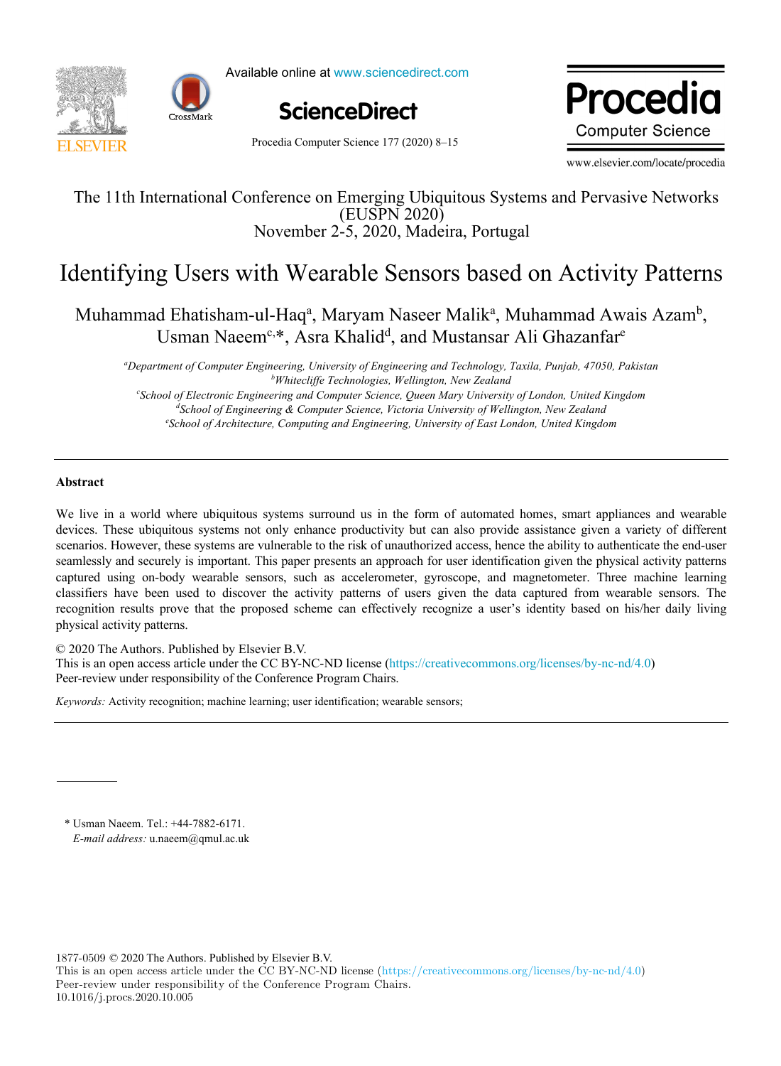The 11th International Conference on Emerging Ubiquitous Systems and Pervasive Networks (EUSPN 2020)
November 2-5, 2020, Madeira, Portugal

# Identifying Users with Wearable Sensors based on Activity Patterns

Muhammad Ehatisham-ul-Haq[a], Maryam Naseer Malik[a], Muhammad Awais Azam[b], Usman Naeem[c,*], Asra Khalid[d], and Mustansar Ali Ghazanfar[e]

[a]*Department of Computer Engineering, University of Engineering and Technology, Taxila, Punjab, 47050, Pakistan*
[b]*Whitecliffe Technologies, Wellington, New Zealand*
[c]*School of Electronic Engineering and Computer Science, Queen Mary University of London, United Kingdom*
[d]*School of Engineering & Computer Science, Victoria University of Wellington, New Zealand*
[e]*School of Architecture, Computing and Engineering, University of East London, United Kingdom*

---

**Abstract**

We live in a world where ubiquitous systems surround us in the form of automated homes, smart appliances and wearable devices. These ubiquitous systems not only enhance productivity but can also provide assistance given a variety of different scenarios. However, these systems are vulnerable to the risk of unauthorized access, hence the ability to authenticate the end-user seamlessly and securely is important. This paper presents an approach for user identification given the physical activity patterns captured using on-body wearable sensors, such as accelerometer, gyroscope, and magnetometer. Three machine learning classifiers have been used to discover the activity patterns of users given the data captured from wearable sensors. The recognition results prove that the proposed scheme can effectively recognize a user's identity based on his/her daily living physical activity patterns.

© 2020 The Authors. Published by Elsevier B.V.
This is an open access article under the CC BY-NC-ND license (https://creativecommons.org/licenses/by-nc-nd/4.0)
Peer-review under responsibility of the Conference Program Chairs.

*Keywords:* Activity recognition; machine learning; user identification; wearable sensors;

---

\* Usman Naeem. Tel.: +44-7882-6171.
*E-mail address:* u.naeem@qmul.ac.uk

1877-0509 © 2020 The Authors. Published by Elsevier B.V.
This is an open access article under the CC BY-NC-ND license (https://creativecommons.org/licenses/by-nc-nd/4.0)
Peer-review under responsibility of the Conference Program Chairs.
10.1016/j.procs.2020.10.005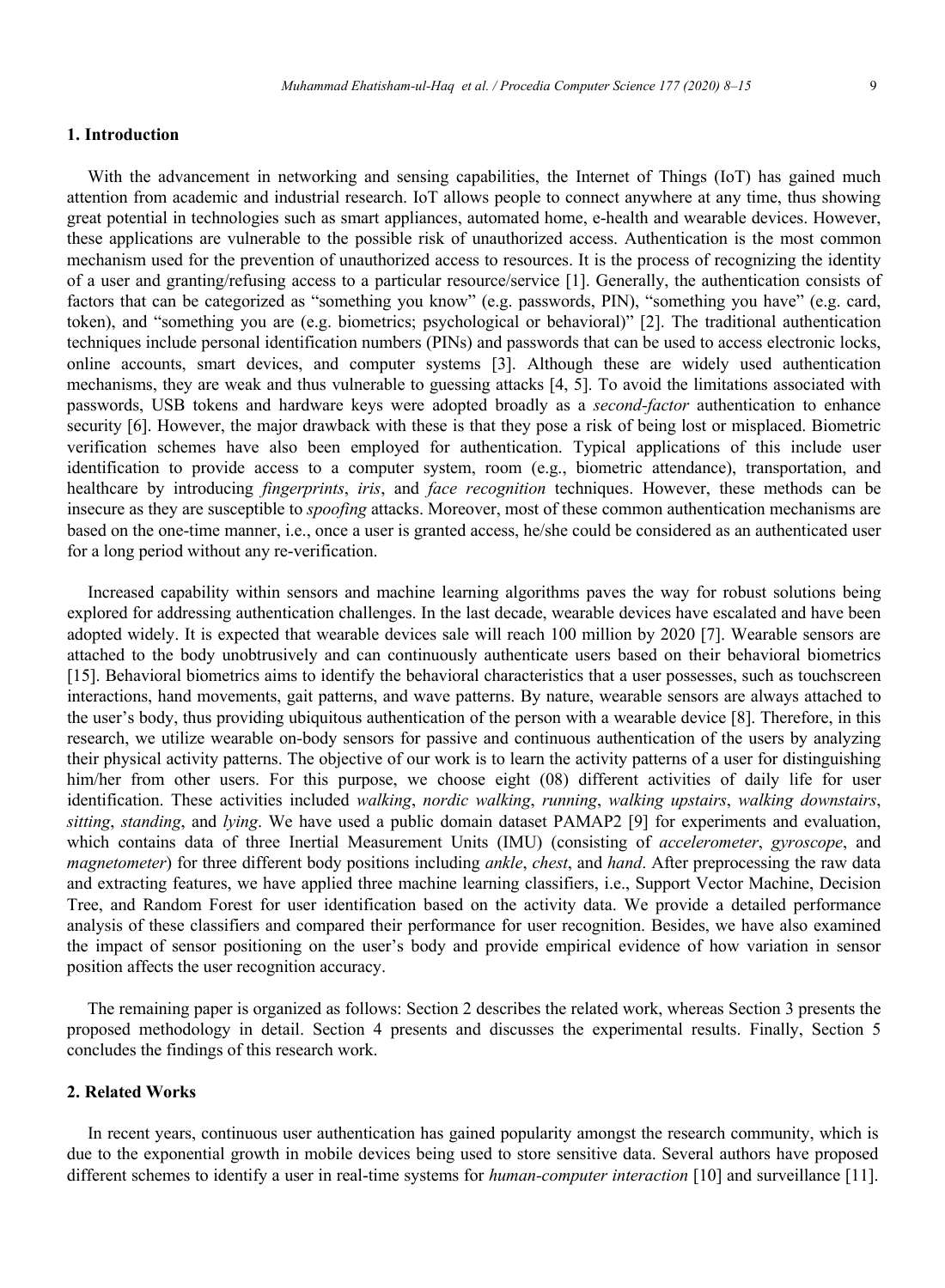## 1. Introduction

With the advancement in networking and sensing capabilities, the Internet of Things (IoT) has gained much attention from academic and industrial research. IoT allows people to connect anywhere at any time, thus showing great potential in technologies such as smart appliances, automated home, e-health and wearable devices. However, these applications are vulnerable to the possible risk of unauthorized access. Authentication is the most common mechanism used for the prevention of unauthorized access to resources. It is the process of recognizing the identity of a user and granting/refusing access to a particular resource/service [1]. Generally, the authentication consists of factors that can be categorized as "something you know" (e.g. passwords, PIN), "something you have" (e.g. card, token), and "something you are (e.g. biometrics; psychological or behavioral)" [2]. The traditional authentication techniques include personal identification numbers (PINs) and passwords that can be used to access electronic locks, online accounts, smart devices, and computer systems [3]. Although these are widely used authentication mechanisms, they are weak and thus vulnerable to guessing attacks [4, 5]. To avoid the limitations associated with passwords, USB tokens and hardware keys were adopted broadly as a *second-factor* authentication to enhance security [6]. However, the major drawback with these is that they pose a risk of being lost or misplaced. Biometric verification schemes have also been employed for authentication. Typical applications of this include user identification to provide access to a computer system, room (e.g., biometric attendance), transportation, and healthcare by introducing *fingerprints*, *iris*, and *face recognition* techniques. However, these methods can be insecure as they are susceptible to *spoofing* attacks. Moreover, most of these common authentication mechanisms are based on the one-time manner, i.e., once a user is granted access, he/she could be considered as an authenticated user for a long period without any re-verification.

Increased capability within sensors and machine learning algorithms paves the way for robust solutions being explored for addressing authentication challenges. In the last decade, wearable devices have escalated and have been adopted widely. It is expected that wearable devices sale will reach 100 million by 2020 [7]. Wearable sensors are attached to the body unobtrusively and can continuously authenticate users based on their behavioral biometrics [15]. Behavioral biometrics aims to identify the behavioral characteristics that a user possesses, such as touchscreen interactions, hand movements, gait patterns, and wave patterns. By nature, wearable sensors are always attached to the user's body, thus providing ubiquitous authentication of the person with a wearable device [8]. Therefore, in this research, we utilize wearable on-body sensors for passive and continuous authentication of the users by analyzing their physical activity patterns. The objective of our work is to learn the activity patterns of a user for distinguishing him/her from other users. For this purpose, we choose eight (08) different activities of daily life for user identification. These activities included *walking*, *nordic walking*, *running*, *walking upstairs*, *walking downstairs*, *sitting*, *standing*, and *lying*. We have used a public domain dataset PAMAP2 [9] for experiments and evaluation, which contains data of three Inertial Measurement Units (IMU) (consisting of *accelerometer*, *gyroscope*, and *magnetometer*) for three different body positions including *ankle*, *chest*, and *hand*. After preprocessing the raw data and extracting features, we have applied three machine learning classifiers, i.e., Support Vector Machine, Decision Tree, and Random Forest for user identification based on the activity data. We provide a detailed performance analysis of these classifiers and compared their performance for user recognition. Besides, we have also examined the impact of sensor positioning on the user's body and provide empirical evidence of how variation in sensor position affects the user recognition accuracy.

The remaining paper is organized as follows: Section 2 describes the related work, whereas Section 3 presents the proposed methodology in detail. Section 4 presents and discusses the experimental results. Finally, Section 5 concludes the findings of this research work.

## 2. Related Works

In recent years, continuous user authentication has gained popularity amongst the research community, which is due to the exponential growth in mobile devices being used to store sensitive data. Several authors have proposed different schemes to identify a user in real-time systems for *human-computer interaction* [10] and surveillance [11].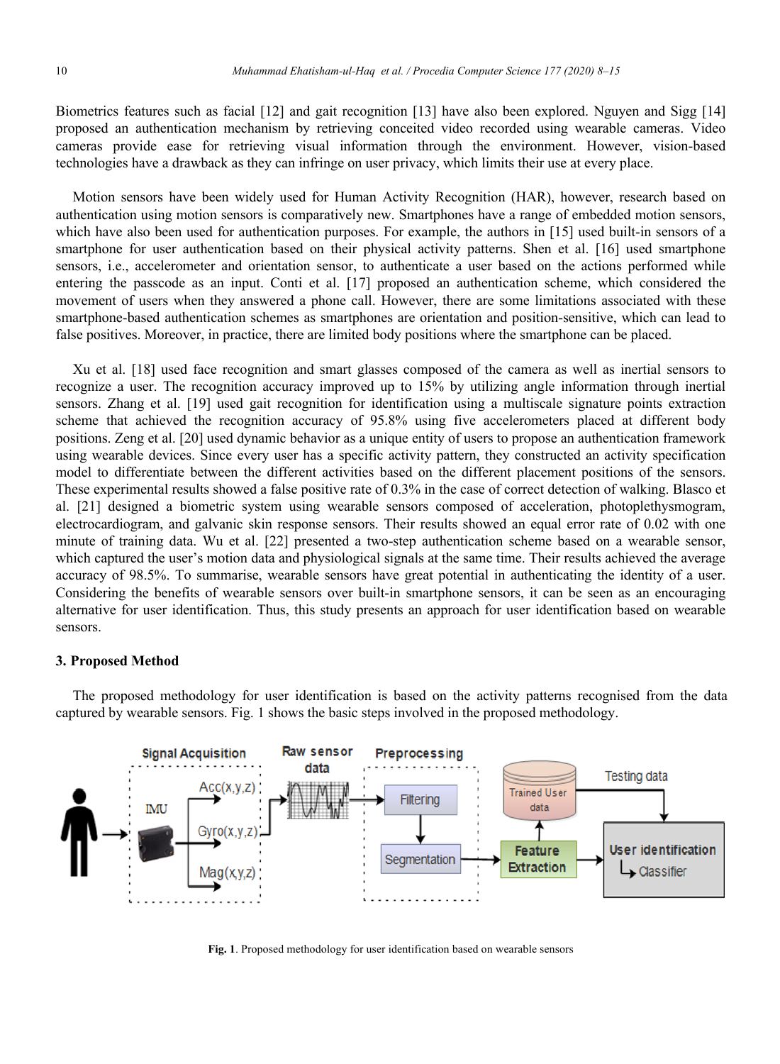Biometrics features such as facial [12] and gait recognition [13] have also been explored. Nguyen and Sigg [14] proposed an authentication mechanism by retrieving conceited video recorded using wearable cameras. Video cameras provide ease for retrieving visual information through the environment. However, vision-based technologies have a drawback as they can infringe on user privacy, which limits their use at every place.

Motion sensors have been widely used for Human Activity Recognition (HAR), however, research based on authentication using motion sensors is comparatively new. Smartphones have a range of embedded motion sensors, which have also been used for authentication purposes. For example, the authors in [15] used built-in sensors of a smartphone for user authentication based on their physical activity patterns. Shen et al. [16] used smartphone sensors, i.e., accelerometer and orientation sensor, to authenticate a user based on the actions performed while entering the passcode as an input. Conti et al. [17] proposed an authentication scheme, which considered the movement of users when they answered a phone call. However, there are some limitations associated with these smartphone-based authentication schemes as smartphones are orientation and position-sensitive, which can lead to false positives. Moreover, in practice, there are limited body positions where the smartphone can be placed.

Xu et al. [18] used face recognition and smart glasses composed of the camera as well as inertial sensors to recognize a user. The recognition accuracy improved up to 15% by utilizing angle information through inertial sensors. Zhang et al. [19] used gait recognition for identification using a multiscale signature points extraction scheme that achieved the recognition accuracy of 95.8% using five accelerometers placed at different body positions. Zeng et al. [20] used dynamic behavior as a unique entity of users to propose an authentication framework using wearable devices. Since every user has a specific activity pattern, they constructed an activity specification model to differentiate between the different activities based on the different placement positions of the sensors. These experimental results showed a false positive rate of 0.3% in the case of correct detection of walking. Blasco et al. [21] designed a biometric system using wearable sensors composed of acceleration, photoplethysmogram, electrocardiogram, and galvanic skin response sensors. Their results showed an equal error rate of 0.02 with one minute of training data. Wu et al. [22] presented a two-step authentication scheme based on a wearable sensor, which captured the user's motion data and physiological signals at the same time. Their results achieved the average accuracy of 98.5%. To summarise, wearable sensors have great potential in authenticating the identity of a user. Considering the benefits of wearable sensors over built-in smartphone sensors, it can be seen as an encouraging alternative for user identification. Thus, this study presents an approach for user identification based on wearable sensors.

## 3. Proposed Method

The proposed methodology for user identification is based on the activity patterns recognised from the data captured by wearable sensors. Fig. 1 shows the basic steps involved in the proposed methodology.

**Fig. 1**. Proposed methodology for user identification based on wearable sensors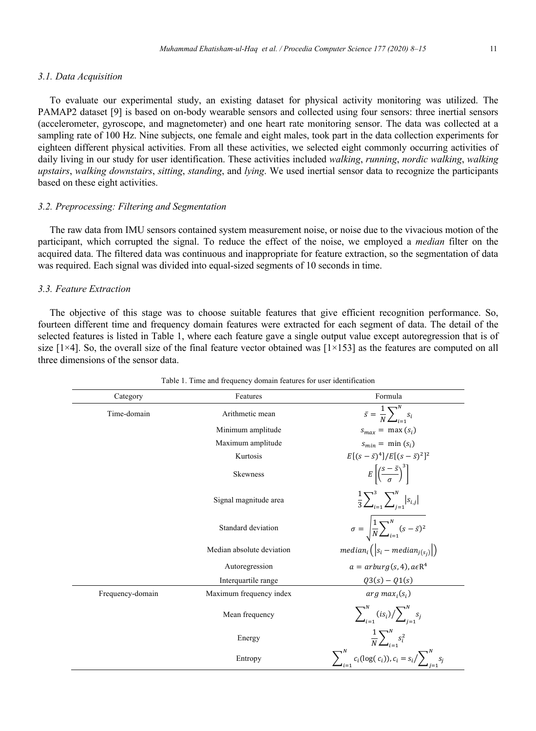### 3.1. Data Acquisition

To evaluate our experimental study, an existing dataset for physical activity monitoring was utilized. The PAMAP2 dataset [9] is based on on-body wearable sensors and collected using four sensors: three inertial sensors (accelerometer, gyroscope, and magnetometer) and one heart rate monitoring sensor. The data was collected at a sampling rate of 100 Hz. Nine subjects, one female and eight males, took part in the data collection experiments for eighteen different physical activities. From all these activities, we selected eight commonly occurring activities of daily living in our study for user identification. These activities included *walking*, *running*, *nordic walking*, *walking upstairs*, *walking downstairs*, *sitting*, *standing*, and *lying*. We used inertial sensor data to recognize the participants based on these eight activities.

### 3.2. Preprocessing: Filtering and Segmentation

The raw data from IMU sensors contained system measurement noise, or noise due to the vivacious motion of the participant, which corrupted the signal. To reduce the effect of the noise, we employed a *median* filter on the acquired data. The filtered data was continuous and inappropriate for feature extraction, so the segmentation of data was required. Each signal was divided into equal-sized segments of 10 seconds in time.

### 3.3. Feature Extraction

The objective of this stage was to choose suitable features that give efficient recognition performance. So, fourteen different time and frequency domain features were extracted for each segment of data. The detail of the selected features is listed in Table 1, where each feature gave a single output value except autoregression that is of size [1×4]. So, the overall size of the final feature vector obtained was [1×153] as the features are computed on all three dimensions of the sensor data.

Table 1. Time and frequency domain features for user identification

| Category | Features | Formula |
|---|---|---|
| Time-domain | Arithmetic mean | $\bar{s} = \frac{1}{N}\sum_{i=1}^{N} s_i$ |
| | Minimum amplitude | $s_{max} = \max(s_i)$ |
| | Maximum amplitude | $s_{min} = \min(s_i)$ |
| | Kurtosis | $E[(s-\bar{s})^4]/E[(s-\bar{s})^2]^2$ |
| | Skewness | $E\left[\left(\frac{s-\bar{s}}{\sigma}\right)^3\right]$ |
| | Signal magnitude area | $\frac{1}{3}\sum_{i=1}^{3}\sum_{j=1}^{N}\lvert s_{i,j}\rvert$ |
| | Standard deviation | $\sigma = \sqrt{\frac{1}{N}\sum_{i=1}^{N}(s-\bar{s})^2}$ |
| | Median absolute deviation | $median_i\left(\lvert s_i - median_{j(s_j)}\rvert\right)$ |
| | Autoregression | $a = arburg(s, 4), a\epsilon \mathrm{R}^4$ |
| | Interquartile range | $Q3(s) - Q1(s)$ |
| Frequency-domain | Maximum frequency index | $arg\ max_i(s_i)$ |
| | Mean frequency | $\sum_{i=1}^{N}(is_i)/\sum_{j=1}^{N}s_j$ |
| | Energy | $\frac{1}{N}\sum_{i=1}^{N}s_i^2$ |
| | Entropy | $\sum_{i=1}^{N}c_i(\log(c_i)), c_i = s_i/\sum_{j=1}^{N}s_j$ |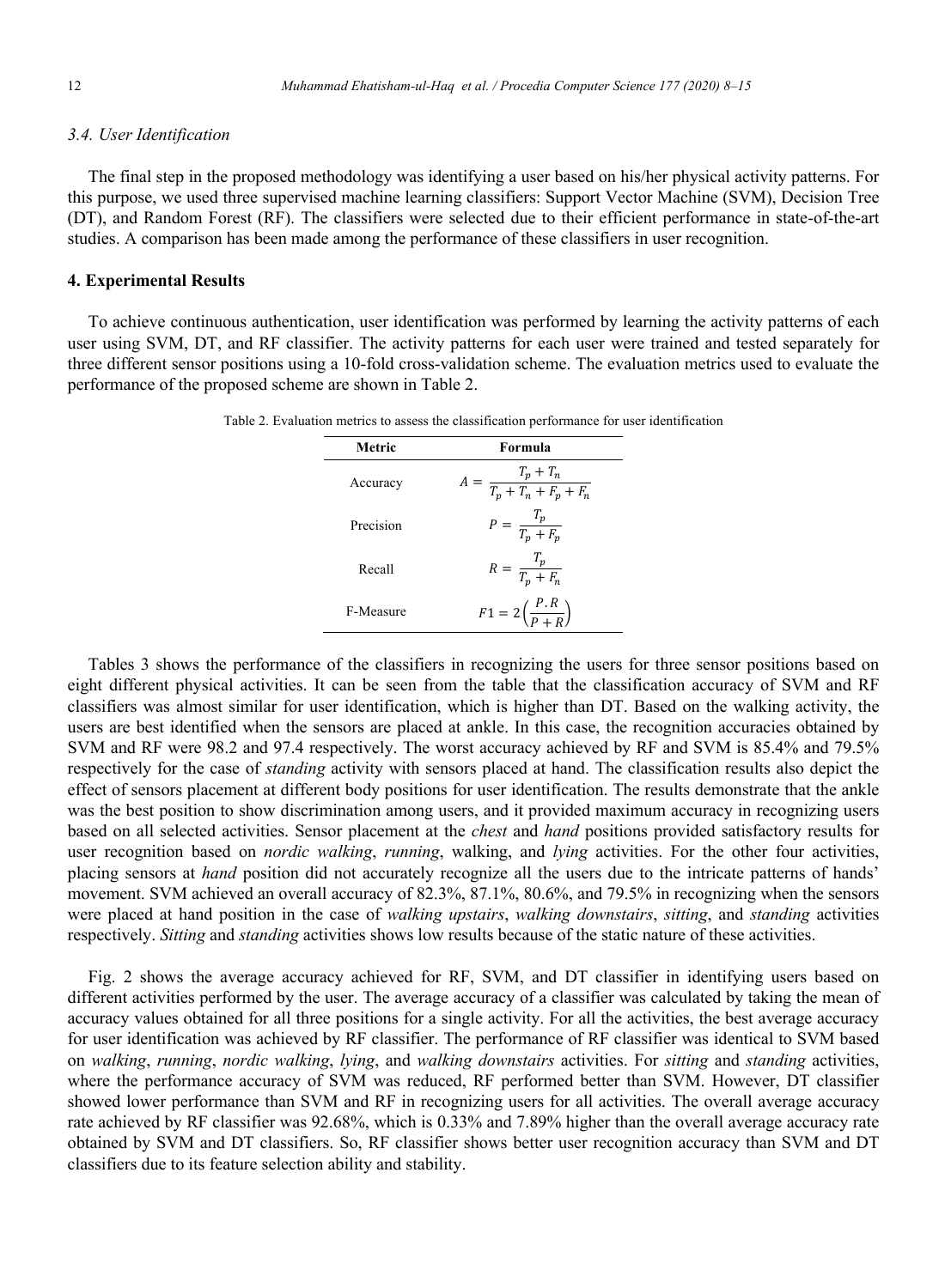### 3.4. User Identification

The final step in the proposed methodology was identifying a user based on his/her physical activity patterns. For this purpose, we used three supervised machine learning classifiers: Support Vector Machine (SVM), Decision Tree (DT), and Random Forest (RF). The classifiers were selected due to their efficient performance in state-of-the-art studies. A comparison has been made among the performance of these classifiers in user recognition.

## 4. Experimental Results

To achieve continuous authentication, user identification was performed by learning the activity patterns of each user using SVM, DT, and RF classifier. The activity patterns for each user were trained and tested separately for three different sensor positions using a 10-fold cross-validation scheme. The evaluation metrics used to evaluate the performance of the proposed scheme are shown in Table 2.

Table 2. Evaluation metrics to assess the classification performance for user identification

| Metric | Formula |
|---|---|
| Accuracy | $A = \frac{T_p + T_n}{T_p + T_n + F_p + F_n}$ |
| Precision | $P = \frac{T_p}{T_p + F_p}$ |
| Recall | $R = \frac{T_p}{T_p + F_n}$ |
| F-Measure | $F1 = 2\left(\frac{P.R}{P + R}\right)$ |

Tables 3 shows the performance of the classifiers in recognizing the users for three sensor positions based on eight different physical activities. It can be seen from the table that the classification accuracy of SVM and RF classifiers was almost similar for user identification, which is higher than DT. Based on the walking activity, the users are best identified when the sensors are placed at ankle. In this case, the recognition accuracies obtained by SVM and RF were 98.2 and 97.4 respectively. The worst accuracy achieved by RF and SVM is 85.4% and 79.5% respectively for the case of *standing* activity with sensors placed at hand. The classification results also depict the effect of sensors placement at different body positions for user identification. The results demonstrate that the ankle was the best position to show discrimination among users, and it provided maximum accuracy in recognizing users based on all selected activities. Sensor placement at the *chest* and *hand* positions provided satisfactory results for user recognition based on *nordic walking*, *running*, walking, and *lying* activities. For the other four activities, placing sensors at *hand* position did not accurately recognize all the users due to the intricate patterns of hands' movement. SVM achieved an overall accuracy of 82.3%, 87.1%, 80.6%, and 79.5% in recognizing when the sensors were placed at hand position in the case of *walking upstairs*, *walking downstairs*, *sitting*, and *standing* activities respectively. *Sitting* and *standing* activities shows low results because of the static nature of these activities.

Fig. 2 shows the average accuracy achieved for RF, SVM, and DT classifier in identifying users based on different activities performed by the user. The average accuracy of a classifier was calculated by taking the mean of accuracy values obtained for all three positions for a single activity. For all the activities, the best average accuracy for user identification was achieved by RF classifier. The performance of RF classifier was identical to SVM based on *walking*, *running*, *nordic walking*, *lying*, and *walking downstairs* activities. For *sitting* and *standing* activities, where the performance accuracy of SVM was reduced, RF performed better than SVM. However, DT classifier showed lower performance than SVM and RF in recognizing users for all activities. The overall average accuracy rate achieved by RF classifier was 92.68%, which is 0.33% and 7.89% higher than the overall average accuracy rate obtained by SVM and DT classifiers. So, RF classifier shows better user recognition accuracy than SVM and DT classifiers due to its feature selection ability and stability.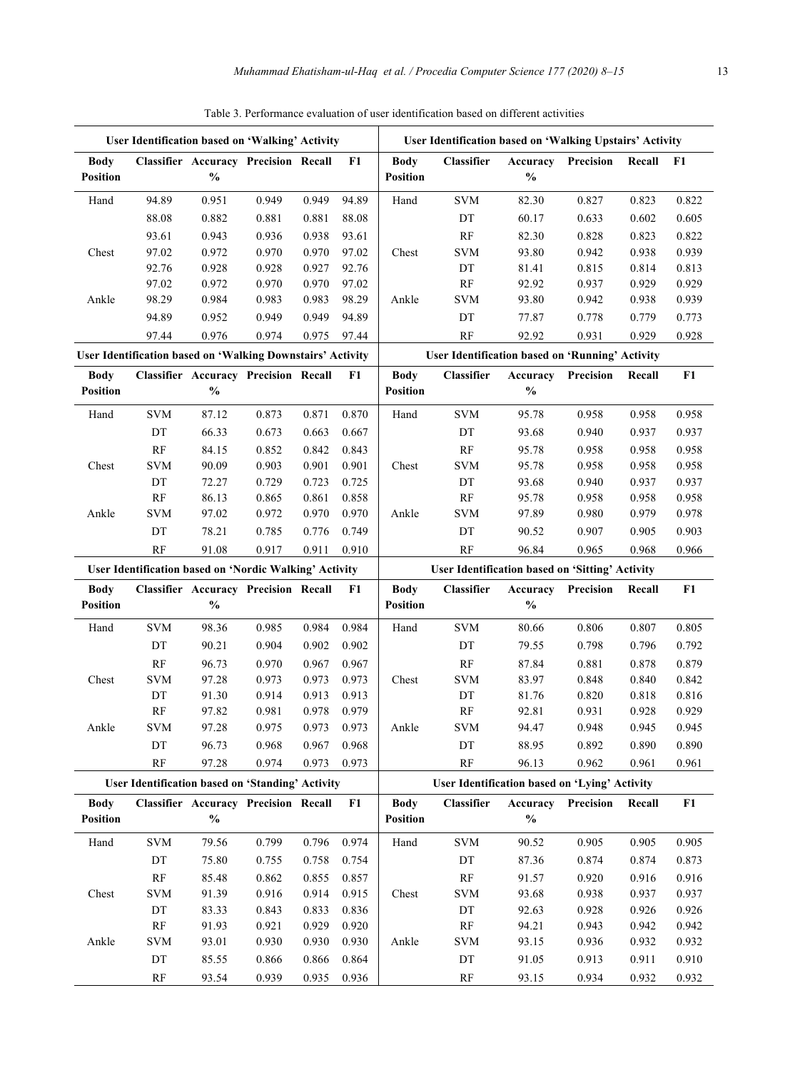Table 3. Performance evaluation of user identification based on different activities

| User Identification based on 'Walking' Activity | | | | | | User Identification based on 'Walking Upstairs' Activity | | | | | |
|---|---|---|---|---|---|---|---|---|---|---|---|
| **Body Position** | **Classifier** | **Accuracy %** | **Precision** | **Recall** | **F1** | **Body Position** | **Classifier** | **Accuracy %** | **Precision** | **Recall** | **F1** |
| Hand | 94.89 | 0.951 | 0.949 | 0.949 | 94.89 | Hand | SVM | 82.30 | 0.827 | 0.823 | 0.822 |
| | 88.08 | 0.882 | 0.881 | 0.881 | 88.08 | | DT | 60.17 | 0.633 | 0.602 | 0.605 |
| | 93.61 | 0.943 | 0.936 | 0.938 | 93.61 | | RF | 82.30 | 0.828 | 0.823 | 0.822 |
| Chest | 97.02 | 0.972 | 0.970 | 0.970 | 97.02 | Chest | SVM | 93.80 | 0.942 | 0.938 | 0.939 |
| | 92.76 | 0.928 | 0.928 | 0.927 | 92.76 | | DT | 81.41 | 0.815 | 0.814 | 0.813 |
| | 97.02 | 0.972 | 0.970 | 0.970 | 97.02 | | RF | 92.92 | 0.937 | 0.929 | 0.929 |
| Ankle | 98.29 | 0.984 | 0.983 | 0.983 | 98.29 | Ankle | SVM | 93.80 | 0.942 | 0.938 | 0.939 |
| | 94.89 | 0.952 | 0.949 | 0.949 | 94.89 | | DT | 77.87 | 0.778 | 0.779 | 0.773 |
| | 97.44 | 0.976 | 0.974 | 0.975 | 97.44 | | RF | 92.92 | 0.931 | 0.929 | 0.928 |

| User Identification based on 'Walking Downstairs' Activity | | | | | | User Identification based on 'Running' Activity | | | | | |
|---|---|---|---|---|---|---|---|---|---|---|---|
| **Body Position** | **Classifier** | **Accuracy %** | **Precision** | **Recall** | **F1** | **Body Position** | **Classifier** | **Accuracy %** | **Precision** | **Recall** | **F1** |
| Hand | SVM | 87.12 | 0.873 | 0.871 | 0.870 | Hand | SVM | 95.78 | 0.958 | 0.958 | 0.958 |
| | DT | 66.33 | 0.673 | 0.663 | 0.667 | | DT | 93.68 | 0.940 | 0.937 | 0.937 |
| | RF | 84.15 | 0.852 | 0.842 | 0.843 | | RF | 95.78 | 0.958 | 0.958 | 0.958 |
| Chest | SVM | 90.09 | 0.903 | 0.901 | 0.901 | Chest | SVM | 95.78 | 0.958 | 0.958 | 0.958 |
| | DT | 72.27 | 0.729 | 0.723 | 0.725 | | DT | 93.68 | 0.940 | 0.937 | 0.937 |
| | RF | 86.13 | 0.865 | 0.861 | 0.858 | | RF | 95.78 | 0.958 | 0.958 | 0.958 |
| Ankle | SVM | 97.02 | 0.972 | 0.970 | 0.970 | Ankle | SVM | 97.89 | 0.980 | 0.979 | 0.978 |
| | DT | 78.21 | 0.785 | 0.776 | 0.749 | | DT | 90.52 | 0.907 | 0.905 | 0.903 |
| | RF | 91.08 | 0.917 | 0.911 | 0.910 | | RF | 96.84 | 0.965 | 0.968 | 0.966 |

| User Identification based on 'Nordic Walking' Activity | | | | | | User Identification based on 'Sitting' Activity | | | | | |
|---|---|---|---|---|---|---|---|---|---|---|---|
| **Body Position** | **Classifier** | **Accuracy %** | **Precision** | **Recall** | **F1** | **Body Position** | **Classifier** | **Accuracy %** | **Precision** | **Recall** | **F1** |
| Hand | SVM | 98.36 | 0.985 | 0.984 | 0.984 | Hand | SVM | 80.66 | 0.806 | 0.807 | 0.805 |
| | DT | 90.21 | 0.904 | 0.902 | 0.902 | | DT | 79.55 | 0.798 | 0.796 | 0.792 |
| | RF | 96.73 | 0.970 | 0.967 | 0.967 | | RF | 87.84 | 0.881 | 0.878 | 0.879 |
| Chest | SVM | 97.28 | 0.973 | 0.973 | 0.973 | Chest | SVM | 83.97 | 0.848 | 0.840 | 0.842 |
| | DT | 91.30 | 0.914 | 0.913 | 0.913 | | DT | 81.76 | 0.820 | 0.818 | 0.816 |
| | RF | 97.82 | 0.981 | 0.978 | 0.979 | | RF | 92.81 | 0.931 | 0.928 | 0.929 |
| Ankle | SVM | 97.28 | 0.975 | 0.973 | 0.973 | Ankle | SVM | 94.47 | 0.948 | 0.945 | 0.945 |
| | DT | 96.73 | 0.968 | 0.967 | 0.968 | | DT | 88.95 | 0.892 | 0.890 | 0.890 |
| | RF | 97.28 | 0.974 | 0.973 | 0.973 | | RF | 96.13 | 0.962 | 0.961 | 0.961 |

| User Identification based on 'Standing' Activity | | | | | | User Identification based on 'Lying' Activity | | | | | |
|---|---|---|---|---|---|---|---|---|---|---|---|
| **Body Position** | **Classifier** | **Accuracy %** | **Precision** | **Recall** | **F1** | **Body Position** | **Classifier** | **Accuracy %** | **Precision** | **Recall** | **F1** |
| Hand | SVM | 79.56 | 0.799 | 0.796 | 0.974 | Hand | SVM | 90.52 | 0.905 | 0.905 | 0.905 |
| | DT | 75.80 | 0.755 | 0.758 | 0.754 | | DT | 87.36 | 0.874 | 0.874 | 0.873 |
| | RF | 85.48 | 0.862 | 0.855 | 0.857 | | RF | 91.57 | 0.920 | 0.916 | 0.916 |
| Chest | SVM | 91.39 | 0.916 | 0.914 | 0.915 | Chest | SVM | 93.68 | 0.938 | 0.937 | 0.937 |
| | DT | 83.33 | 0.843 | 0.833 | 0.836 | | DT | 92.63 | 0.928 | 0.926 | 0.926 |
| | RF | 91.93 | 0.921 | 0.929 | 0.920 | | RF | 94.21 | 0.943 | 0.942 | 0.942 |
| Ankle | SVM | 93.01 | 0.930 | 0.930 | 0.930 | Ankle | SVM | 93.15 | 0.936 | 0.932 | 0.932 |
| | DT | 85.55 | 0.866 | 0.866 | 0.864 | | DT | 91.05 | 0.913 | 0.911 | 0.910 |
| | RF | 93.54 | 0.939 | 0.935 | 0.936 | | RF | 93.15 | 0.934 | 0.932 | 0.932 |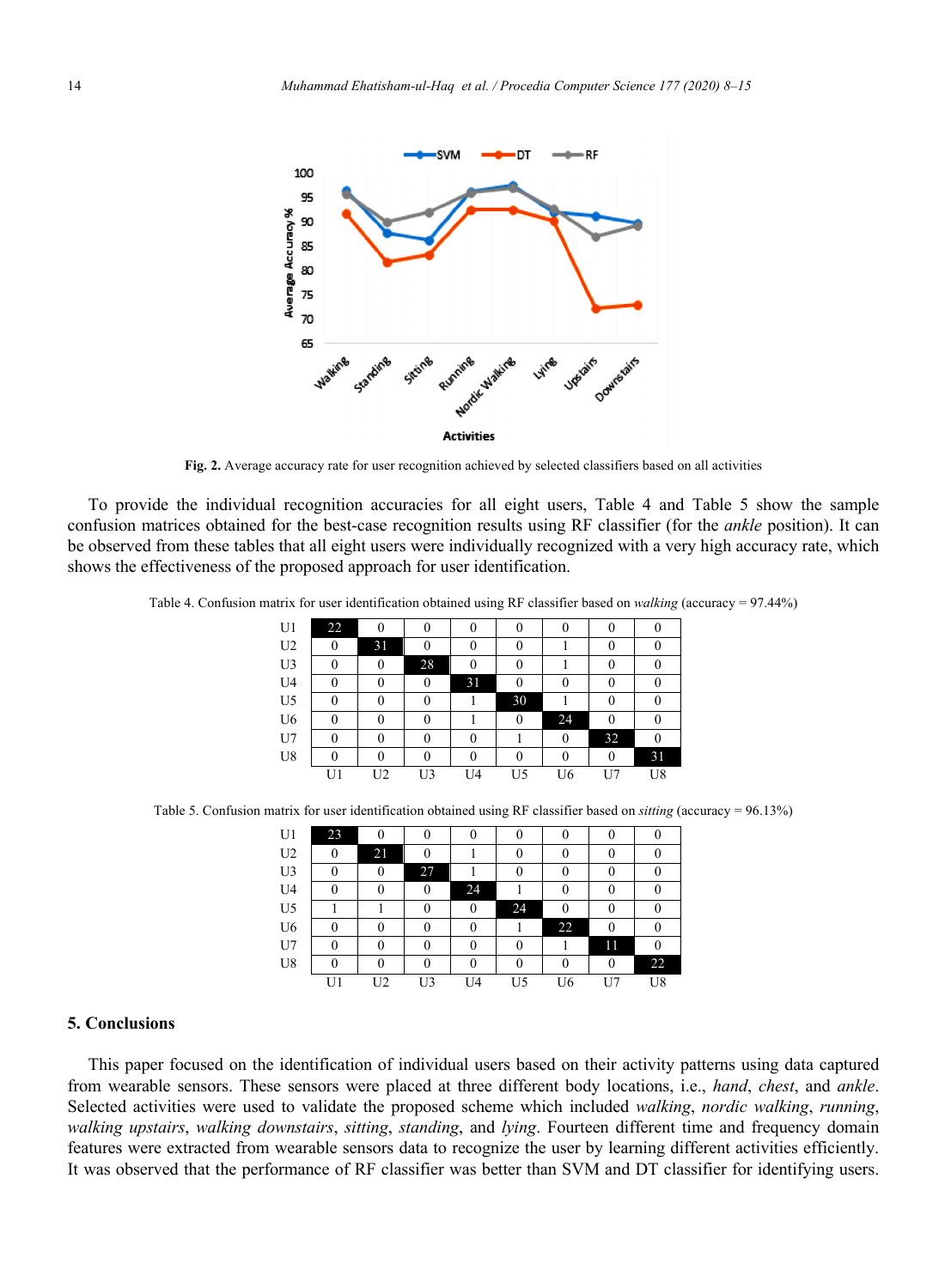Fig. 2. Average accuracy rate for user recognition achieved by selected classifiers based on all activities

To provide the individual recognition accuracies for all eight users, Table 4 and Table 5 show the sample confusion matrices obtained for the best-case recognition results using RF classifier (for the *ankle* position). It can be observed from these tables that all eight users were individually recognized with a very high accuracy rate, which shows the effectiveness of the proposed approach for user identification.

Table 4. Confusion matrix for user identification obtained using RF classifier based on *walking* (accuracy = 97.44%)

| | U1 | U2 | U3 | U4 | U5 | U6 | U7 | U8 |
|---|---|---|---|---|---|---|---|---|
| U1 | 22 | 0 | 0 | 0 | 0 | 0 | 0 | 0 |
| U2 | 0 | 31 | 0 | 0 | 0 | 1 | 0 | 0 |
| U3 | 0 | 0 | 28 | 0 | 0 | 1 | 0 | 0 |
| U4 | 0 | 0 | 0 | 31 | 0 | 0 | 0 | 0 |
| U5 | 0 | 0 | 0 | 1 | 30 | 1 | 0 | 0 |
| U6 | 0 | 0 | 0 | 1 | 0 | 24 | 0 | 0 |
| U7 | 0 | 0 | 0 | 0 | 1 | 0 | 32 | 0 |
| U8 | 0 | 0 | 0 | 0 | 0 | 0 | 0 | 31 |

Table 5. Confusion matrix for user identification obtained using RF classifier based on *sitting* (accuracy = 96.13%)

| | U1 | U2 | U3 | U4 | U5 | U6 | U7 | U8 |
|---|---|---|---|---|---|---|---|---|
| U1 | 23 | 0 | 0 | 0 | 0 | 0 | 0 | 0 |
| U2 | 0 | 21 | 0 | 1 | 0 | 0 | 0 | 0 |
| U3 | 0 | 0 | 27 | 1 | 0 | 0 | 0 | 0 |
| U4 | 0 | 0 | 0 | 24 | 1 | 0 | 0 | 0 |
| U5 | 1 | 1 | 0 | 0 | 24 | 0 | 0 | 0 |
| U6 | 0 | 0 | 0 | 0 | 1 | 22 | 0 | 0 |
| U7 | 0 | 0 | 0 | 0 | 0 | 1 | 11 | 0 |
| U8 | 0 | 0 | 0 | 0 | 0 | 0 | 0 | 22 |

## 5. Conclusions

This paper focused on the identification of individual users based on their activity patterns using data captured from wearable sensors. These sensors were placed at three different body locations, i.e., *hand*, *chest*, and *ankle*. Selected activities were used to validate the proposed scheme which included *walking*, *nordic walking*, *running*, *walking upstairs*, *walking downstairs*, *sitting*, *standing*, and *lying*. Fourteen different time and frequency domain features were extracted from wearable sensors data to recognize the user by learning different activities efficiently. It was observed that the performance of RF classifier was better than SVM and DT classifier for identifying users.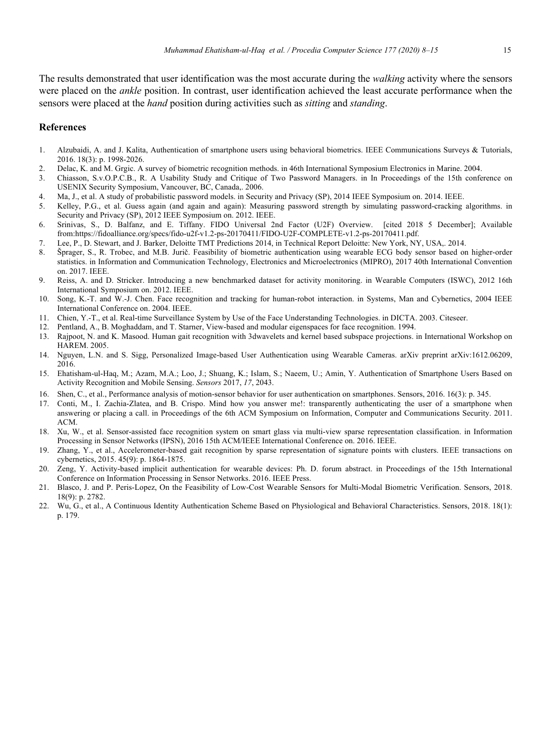The results demonstrated that user identification was the most accurate during the *walking* activity where the sensors were placed on the *ankle* position. In contrast, user identification achieved the least accurate performance when the sensors were placed at the *hand* position during activities such as *sitting* and *standing*.

## References

1. Alzubaidi, A. and J. Kalita, Authentication of smartphone users using behavioral biometrics. IEEE Communications Surveys & Tutorials, 2016. 18(3): p. 1998-2026.
2. Delac, K. and M. Grgic. A survey of biometric recognition methods. in 46th International Symposium Electronics in Marine. 2004.
3. Chiasson, S.v.O.P.C.B., R. A Usability Study and Critique of Two Password Managers. in In Proceedings of the 15th conference on USENIX Security Symposium, Vancouver, BC, Canada,. 2006.
4. Ma, J., et al. A study of probabilistic password models. in Security and Privacy (SP), 2014 IEEE Symposium on. 2014. IEEE.
5. Kelley, P.G., et al. Guess again (and again and again): Measuring password strength by simulating password-cracking algorithms. in Security and Privacy (SP), 2012 IEEE Symposium on. 2012. IEEE.
6. Srinivas, S., D. Balfanz, and E. Tiffany. FIDO Universal 2nd Factor (U2F) Overview. [cited 2018 5 December]; Available from:https://fidoalliance.org/specs/fido-u2f-v1.2-ps-20170411/FIDO-U2F-COMPLETE-v1.2-ps-20170411.pdf.
7. Lee, P., D. Stewart, and J. Barker, Deloitte TMT Predictions 2014, in Technical Report Deloitte: New York, NY, USA,. 2014.
8. Šprager, S., R. Trobec, and M.B. Jurič. Feasibility of biometric authentication using wearable ECG body sensor based on higher-order statistics. in Information and Communication Technology, Electronics and Microelectronics (MIPRO), 2017 40th International Convention on. 2017. IEEE.
9. Reiss, A. and D. Stricker. Introducing a new benchmarked dataset for activity monitoring. in Wearable Computers (ISWC), 2012 16th International Symposium on. 2012. IEEE.
10. Song, K.-T. and W.-J. Chen. Face recognition and tracking for human-robot interaction. in Systems, Man and Cybernetics, 2004 IEEE International Conference on. 2004. IEEE.
11. Chien, Y.-T., et al. Real-time Surveillance System by Use of the Face Understanding Technologies. in DICTA. 2003. Citeseer.
12. Pentland, A., B. Moghaddam, and T. Starner, View-based and modular eigenspaces for face recognition. 1994.
13. Rajpoot, N. and K. Masood. Human gait recognition with 3dwavelets and kernel based subspace projections. in International Workshop on HAREM. 2005.
14. Nguyen, L.N. and S. Sigg, Personalized Image-based User Authentication using Wearable Cameras. arXiv preprint arXiv:1612.06209, 2016.
15. Ehatisham-ul-Haq, M.; Azam, M.A.; Loo, J.; Shuang, K.; Islam, S.; Naeem, U.; Amin, Y. Authentication of Smartphone Users Based on Activity Recognition and Mobile Sensing. *Sensors* 2017, *17*, 2043.
16. Shen, C., et al., Performance analysis of motion-sensor behavior for user authentication on smartphones. Sensors, 2016. 16(3): p. 345.
17. Conti, M., I. Zachia-Zlatea, and B. Crispo. Mind how you answer me!: transparently authenticating the user of a smartphone when answering or placing a call. in Proceedings of the 6th ACM Symposium on Information, Computer and Communications Security. 2011. ACM.
18. Xu, W., et al. Sensor-assisted face recognition system on smart glass via multi-view sparse representation classification. in Information Processing in Sensor Networks (IPSN), 2016 15th ACM/IEEE International Conference on. 2016. IEEE.
19. Zhang, Y., et al., Accelerometer-based gait recognition by sparse representation of signature points with clusters. IEEE transactions on cybernetics, 2015. 45(9): p. 1864-1875.
20. Zeng, Y. Activity-based implicit authentication for wearable devices: Ph. D. forum abstract. in Proceedings of the 15th International Conference on Information Processing in Sensor Networks. 2016. IEEE Press.
21. Blasco, J. and P. Peris-Lopez, On the Feasibility of Low-Cost Wearable Sensors for Multi-Modal Biometric Verification. Sensors, 2018. 18(9): p. 2782.
22. Wu, G., et al., A Continuous Identity Authentication Scheme Based on Physiological and Behavioral Characteristics. Sensors, 2018. 18(1): p. 179.